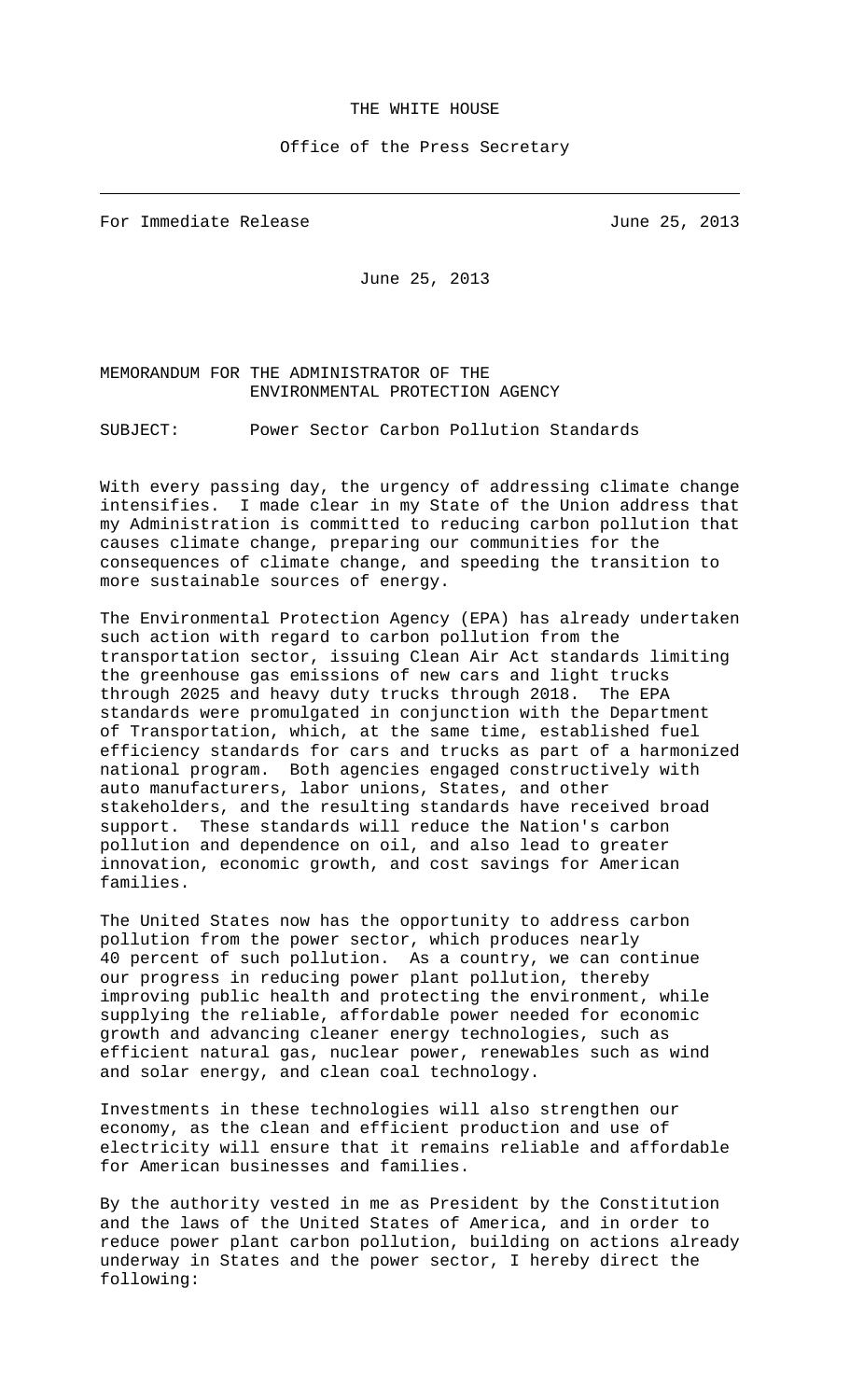THE WHITE HOUSE

Office of the Press Secretary

---

For Immediate Release June 25, 2013

June 25, 2013

MEMORANDUM FOR THE ADMINISTRATOR OF THE ENVIRONMENTAL PROTECTION AGENCY

SUBJECT: Power Sector Carbon Pollution Standards

With every passing day, the urgency of addressing climate change intensifies. I made clear in my State of the Union address that my Administration is committed to reducing carbon pollution that causes climate change, preparing our communities for the consequences of climate change, and speeding the transition to more sustainable sources of energy.

The Environmental Protection Agency (EPA) has already undertaken such action with regard to carbon pollution from the transportation sector, issuing Clean Air Act standards limiting the greenhouse gas emissions of new cars and light trucks through 2025 and heavy duty trucks through 2018. The EPA standards were promulgated in conjunction with the Department of Transportation, which, at the same time, established fuel efficiency standards for cars and trucks as part of a harmonized national program. Both agencies engaged constructively with auto manufacturers, labor unions, States, and other stakeholders, and the resulting standards have received broad support. These standards will reduce the Nation's carbon pollution and dependence on oil, and also lead to greater innovation, economic growth, and cost savings for American families.

The United States now has the opportunity to address carbon pollution from the power sector, which produces nearly 40 percent of such pollution. As a country, we can continue our progress in reducing power plant pollution, thereby improving public health and protecting the environment, while supplying the reliable, affordable power needed for economic growth and advancing cleaner energy technologies, such as efficient natural gas, nuclear power, renewables such as wind and solar energy, and clean coal technology.

Investments in these technologies will also strengthen our economy, as the clean and efficient production and use of electricity will ensure that it remains reliable and affordable for American businesses and families.

By the authority vested in me as President by the Constitution and the laws of the United States of America, and in order to reduce power plant carbon pollution, building on actions already underway in States and the power sector, I hereby direct the following: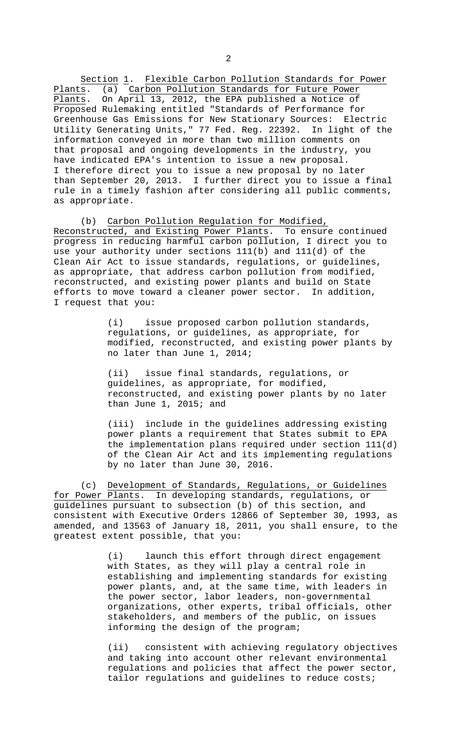Section 1. Flexible Carbon Pollution Standards for Power Plants. (a) Carbon Pollution Standards for Future Power Plants. On April 13, 2012, the EPA published a Notice of Proposed Rulemaking entitled "Standards of Performance for Greenhouse Gas Emissions for New Stationary Sources: Electric Utility Generating Units," 77 Fed. Reg. 22392. In light of the information conveyed in more than two million comments on that proposal and ongoing developments in the industry, you have indicated EPA's intention to issue a new proposal. I therefore direct you to issue a new proposal by no later than September 20, 2013. I further direct you to issue a final rule in a timely fashion after considering all public comments, as appropriate.

(b) Carbon Pollution Regulation for Modified, Reconstructed, and Existing Power Plants. To ensure continued progress in reducing harmful carbon pollution, I direct you to use your authority under sections 111(b) and 111(d) of the Clean Air Act to issue standards, regulations, or guidelines, as appropriate, that address carbon pollution from modified, reconstructed, and existing power plants and build on State efforts to move toward a cleaner power sector. In addition, I request that you:

> (i) issue proposed carbon pollution standards, regulations, or guidelines, as appropriate, for modified, reconstructed, and existing power plants by no later than June 1, 2014;
>
> (ii) issue final standards, regulations, or guidelines, as appropriate, for modified, reconstructed, and existing power plants by no later than June 1, 2015; and
>
> (iii) include in the guidelines addressing existing power plants a requirement that States submit to EPA the implementation plans required under section 111(d) of the Clean Air Act and its implementing regulations by no later than June 30, 2016.

(c) Development of Standards, Regulations, or Guidelines for Power Plants. In developing standards, regulations, or guidelines pursuant to subsection (b) of this section, and consistent with Executive Orders 12866 of September 30, 1993, as amended, and 13563 of January 18, 2011, you shall ensure, to the greatest extent possible, that you:

> (i) launch this effort through direct engagement with States, as they will play a central role in establishing and implementing standards for existing power plants, and, at the same time, with leaders in the power sector, labor leaders, non-governmental organizations, other experts, tribal officials, other stakeholders, and members of the public, on issues informing the design of the program;
>
> (ii) consistent with achieving regulatory objectives and taking into account other relevant environmental regulations and policies that affect the power sector, tailor regulations and guidelines to reduce costs;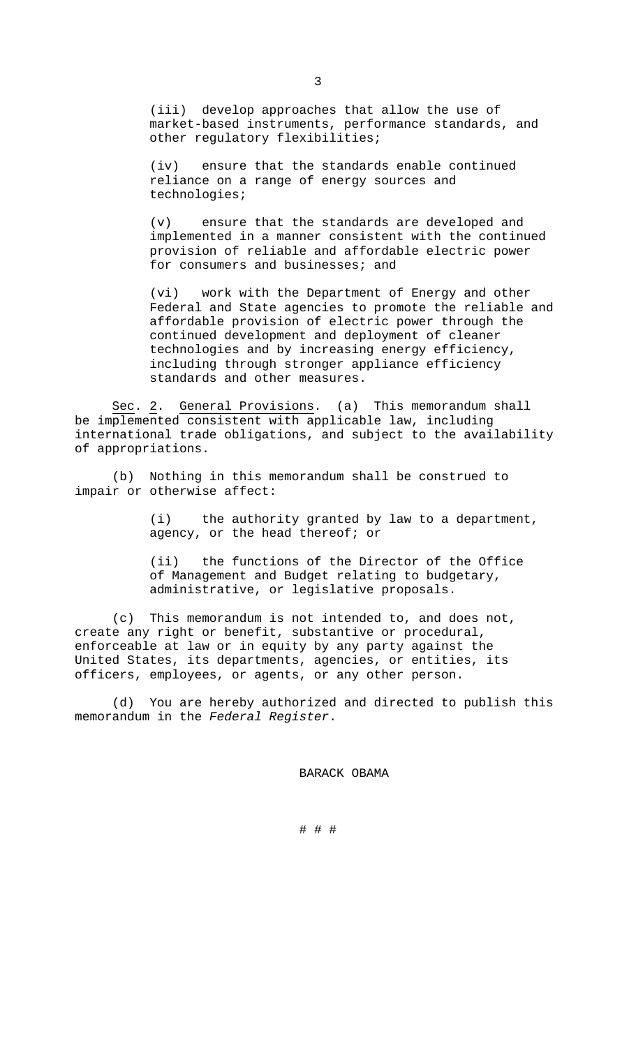(iii) develop approaches that allow the use of market-based instruments, performance standards, and other regulatory flexibilities;

(iv) ensure that the standards enable continued reliance on a range of energy sources and technologies;

(v) ensure that the standards are developed and implemented in a manner consistent with the continued provision of reliable and affordable electric power for consumers and businesses; and

(vi) work with the Department of Energy and other Federal and State agencies to promote the reliable and affordable provision of electric power through the continued development and deployment of cleaner technologies and by increasing energy efficiency, including through stronger appliance efficiency standards and other measures.

Sec. 2. General Provisions. (a) This memorandum shall be implemented consistent with applicable law, including international trade obligations, and subject to the availability of appropriations.

(b) Nothing in this memorandum shall be construed to impair or otherwise affect:

(i) the authority granted by law to a department, agency, or the head thereof; or

(ii) the functions of the Director of the Office of Management and Budget relating to budgetary, administrative, or legislative proposals.

(c) This memorandum is not intended to, and does not, create any right or benefit, substantive or procedural, enforceable at law or in equity by any party against the United States, its departments, agencies, or entities, its officers, employees, or agents, or any other person.

(d) You are hereby authorized and directed to publish this memorandum in the *Federal Register*.

BARACK OBAMA

# # #